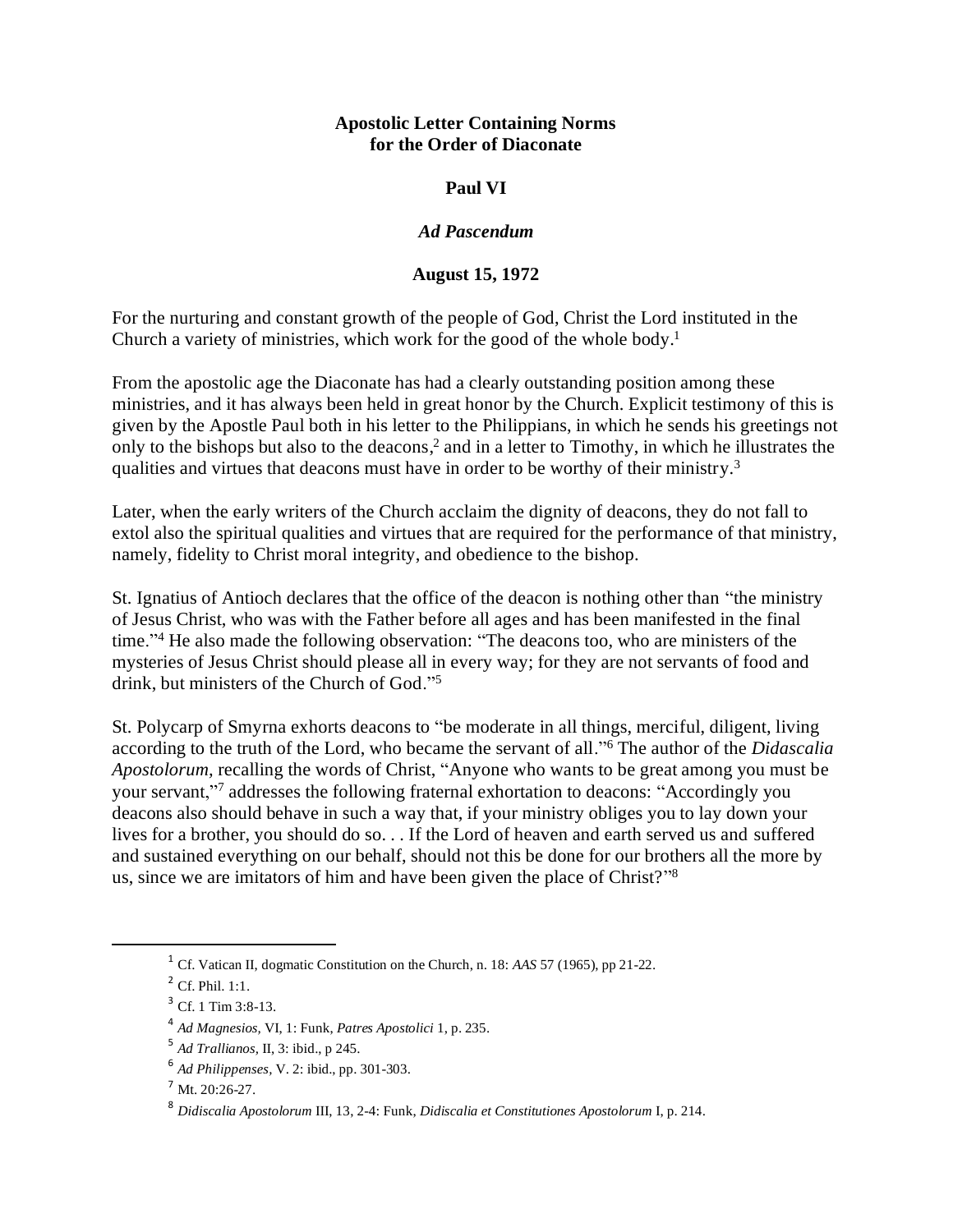**Apostolic Letter Containing Norms for the Order of Diaconate**

**Paul VI**

***Ad Pascendum***

**August 15, 1972**

For the nurturing and constant growth of the people of God, Christ the Lord instituted in the Church a variety of ministries, which work for the good of the whole body.[1]

From the apostolic age the Diaconate has had a clearly outstanding position among these ministries, and it has always been held in great honor by the Church. Explicit testimony of this is given by the Apostle Paul both in his letter to the Philippians, in which he sends his greetings not only to the bishops but also to the deacons,[2] and in a letter to Timothy, in which he illustrates the qualities and virtues that deacons must have in order to be worthy of their ministry.[3]

Later, when the early writers of the Church acclaim the dignity of deacons, they do not fall to extol also the spiritual qualities and virtues that are required for the performance of that ministry, namely, fidelity to Christ moral integrity, and obedience to the bishop.

St. Ignatius of Antioch declares that the office of the deacon is nothing other than "the ministry of Jesus Christ, who was with the Father before all ages and has been manifested in the final time."[4] He also made the following observation: "The deacons too, who are ministers of the mysteries of Jesus Christ should please all in every way; for they are not servants of food and drink, but ministers of the Church of God."[5]

St. Polycarp of Smyrna exhorts deacons to "be moderate in all things, merciful, diligent, living according to the truth of the Lord, who became the servant of all."[6] The author of the *Didascalia Apostolorum,* recalling the words of Christ, "Anyone who wants to be great among you must be your servant,"[7] addresses the following fraternal exhortation to deacons: "Accordingly you deacons also should behave in such a way that, if your ministry obliges you to lay down your lives for a brother, you should do so. . . If the Lord of heaven and earth served us and suffered and sustained everything on our behalf, should not this be done for our brothers all the more by us, since we are imitators of him and have been given the place of Christ?"[8]

---

[1] Cf. Vatican II, dogmatic Constitution on the Church, n. 18: *AAS* 57 (1965), pp 21-22.

[2] Cf. Phil. 1:1.

[3] Cf. 1 Tim 3:8-13.

[4] *Ad Magnesios,* VI, 1: Funk, *Patres Apostolici* 1, p. 235.

[5] *Ad Trallianos,* II, 3: ibid., p 245.

[6] *Ad Philippenses,* V. 2: ibid., pp. 301-303.

[7] Mt. 20:26-27.

[8] *Didiscalia Apostolorum* III, 13, 2-4: Funk, *Didiscalia et Constitutiones Apostolorum* I, p. 214.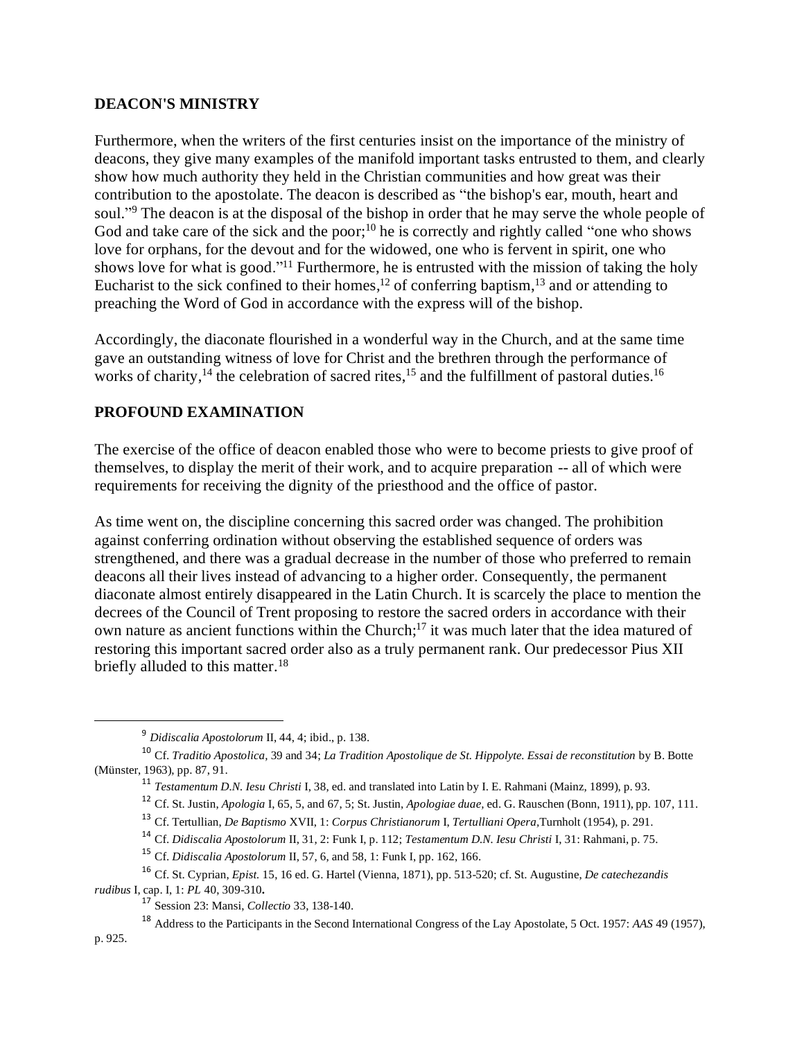## DEACON'S MINISTRY

Furthermore, when the writers of the first centuries insist on the importance of the ministry of deacons, they give many examples of the manifold important tasks entrusted to them, and clearly show how much authority they held in the Christian communities and how great was their contribution to the apostolate. The deacon is described as "the bishop's ear, mouth, heart and soul."[9] The deacon is at the disposal of the bishop in order that he may serve the whole people of God and take care of the sick and the poor;[10] he is correctly and rightly called "one who shows love for orphans, for the devout and for the widowed, one who is fervent in spirit, one who shows love for what is good."[11] Furthermore, he is entrusted with the mission of taking the holy Eucharist to the sick confined to their homes,[12] of conferring baptism,[13] and or attending to preaching the Word of God in accordance with the express will of the bishop.

Accordingly, the diaconate flourished in a wonderful way in the Church, and at the same time gave an outstanding witness of love for Christ and the brethren through the performance of works of charity,[14] the celebration of sacred rites,[15] and the fulfillment of pastoral duties.[16]

## PROFOUND EXAMINATION

The exercise of the office of deacon enabled those who were to become priests to give proof of themselves, to display the merit of their work, and to acquire preparation -- all of which were requirements for receiving the dignity of the priesthood and the office of pastor.

As time went on, the discipline concerning this sacred order was changed. The prohibition against conferring ordination without observing the established sequence of orders was strengthened, and there was a gradual decrease in the number of those who preferred to remain deacons all their lives instead of advancing to a higher order. Consequently, the permanent diaconate almost entirely disappeared in the Latin Church. It is scarcely the place to mention the decrees of the Council of Trent proposing to restore the sacred orders in accordance with their own nature as ancient functions within the Church;[17] it was much later that the idea matured of restoring this important sacred order also as a truly permanent rank. Our predecessor Pius XII briefly alluded to this matter.[18]

---

[9] *Didiscalia Apostolorum* II, 44, 4; ibid., p. 138.

[10] Cf. *Traditio Apostolica,* 39 and 34; *La Tradition Apostolique de St. Hippolyte. Essai de reconstitution* by B. Botte (Münster, 1963), pp. 87, 91.

[11] *Testamentum D.N. Iesu Christi* I, 38, ed. and translated into Latin by I. E. Rahmani (Mainz, 1899), p. 93.

[12] Cf. St. Justin, *Apologia* I, 65, 5, and 67, 5; St. Justin, *Apologiae duae,* ed. G. Rauschen (Bonn, 1911), pp. 107, 111.

[13] Cf. Tertullian, *De Baptismo* XVII, 1: *Corpus Christianorum* I, *Tertulliani Opera*,Turnholt (1954), p. 291.

[14] Cf. *Didiscalia Apostolorum* II, 31, 2: Funk I, p. 112; *Testamentum D.N. Iesu Christi* I, 31: Rahmani, p. 75.

[15] Cf. *Didiscalia Apostolorum* II, 57, 6, and 58, 1: Funk I, pp. 162, 166.

[16] Cf. St. Cyprian, *Epist.* 15, 16 ed. G. Hartel (Vienna, 1871), pp. 513-520; cf. St. Augustine, *De catechezandis rudibus* I, cap. I, 1: *PL* 40, 309-310**.**

[17] Session 23: Mansi, *Collectio* 33, 138-140.

[18] Address to the Participants in the Second International Congress of the Lay Apostolate, 5 Oct. 1957: *AAS* 49 (1957), p. 925.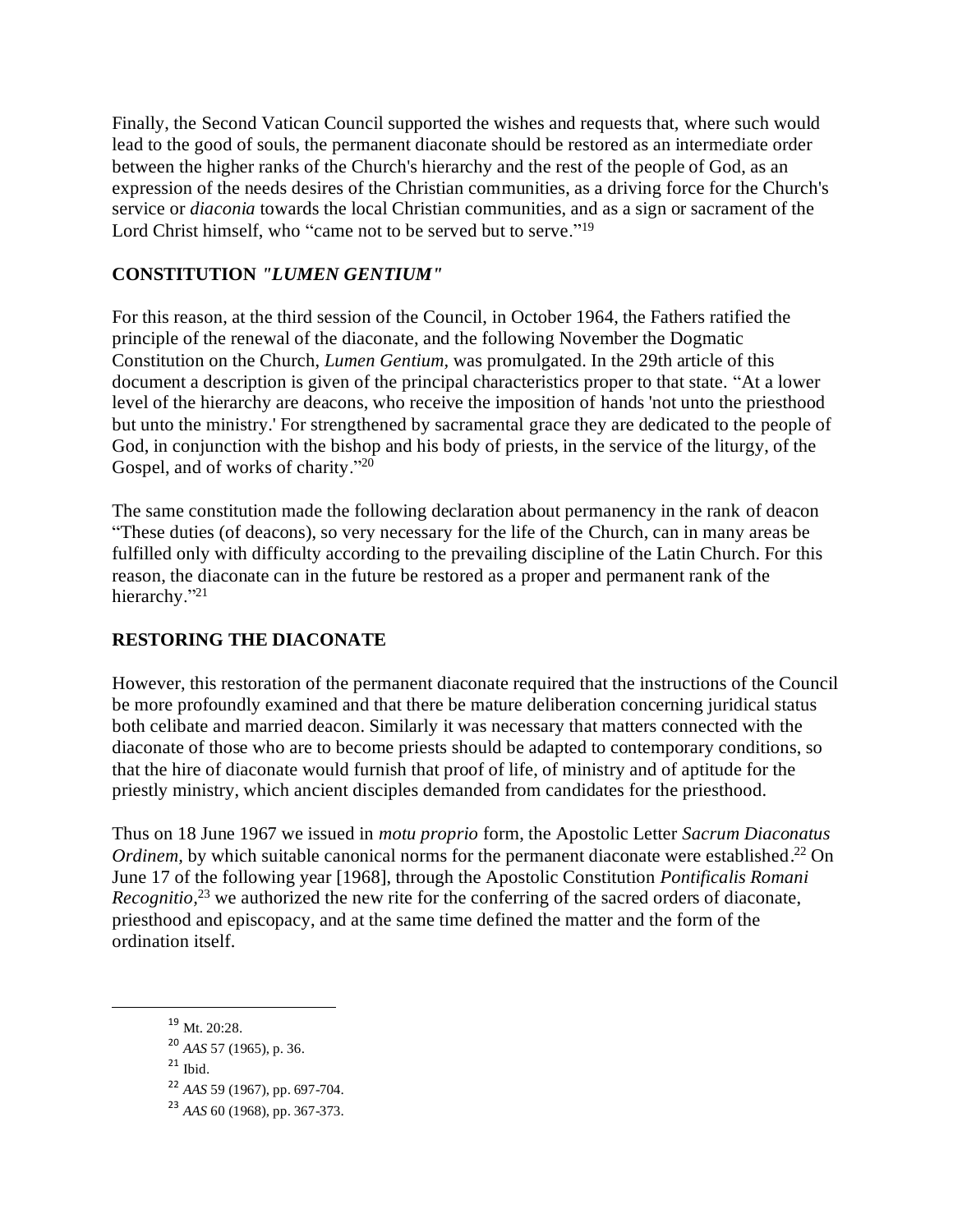Finally, the Second Vatican Council supported the wishes and requests that, where such would lead to the good of souls, the permanent diaconate should be restored as an intermediate order between the higher ranks of the Church's hierarchy and the rest of the people of God, as an expression of the needs desires of the Christian communities, as a driving force for the Church's service or *diaconia* towards the local Christian communities, and as a sign or sacrament of the Lord Christ himself, who "came not to be served but to serve."[19]

## CONSTITUTION *"LUMEN GENTIUM"*

For this reason, at the third session of the Council, in October 1964, the Fathers ratified the principle of the renewal of the diaconate, and the following November the Dogmatic Constitution on the Church, *Lumen Gentium*, was promulgated. In the 29th article of this document a description is given of the principal characteristics proper to that state. "At a lower level of the hierarchy are deacons, who receive the imposition of hands 'not unto the priesthood but unto the ministry.' For strengthened by sacramental grace they are dedicated to the people of God, in conjunction with the bishop and his body of priests, in the service of the liturgy, of the Gospel, and of works of charity."[20]

The same constitution made the following declaration about permanency in the rank of deacon "These duties (of deacons), so very necessary for the life of the Church, can in many areas be fulfilled only with difficulty according to the prevailing discipline of the Latin Church. For this reason, the diaconate can in the future be restored as a proper and permanent rank of the hierarchy."[21]

## RESTORING THE DIACONATE

However, this restoration of the permanent diaconate required that the instructions of the Council be more profoundly examined and that there be mature deliberation concerning juridical status both celibate and married deacon. Similarly it was necessary that matters connected with the diaconate of those who are to become priests should be adapted to contemporary conditions, so that the hire of diaconate would furnish that proof of life, of ministry and of aptitude for the priestly ministry, which ancient disciples demanded from candidates for the priesthood.

Thus on 18 June 1967 we issued in *motu proprio* form, the Apostolic Letter *Sacrum Diaconatus Ordinem*, by which suitable canonical norms for the permanent diaconate were established.[22] On June 17 of the following year [1968], through the Apostolic Constitution *Pontificalis Romani Recognitio*,[23] we authorized the new rite for the conferring of the sacred orders of diaconate, priesthood and episcopacy, and at the same time defined the matter and the form of the ordination itself.

---

[19] Mt. 20:28.

[20] *AAS* 57 (1965), p. 36.

[21] Ibid.

[22] *AAS* 59 (1967), pp. 697-704.

[23] *AAS* 60 (1968), pp. 367-373.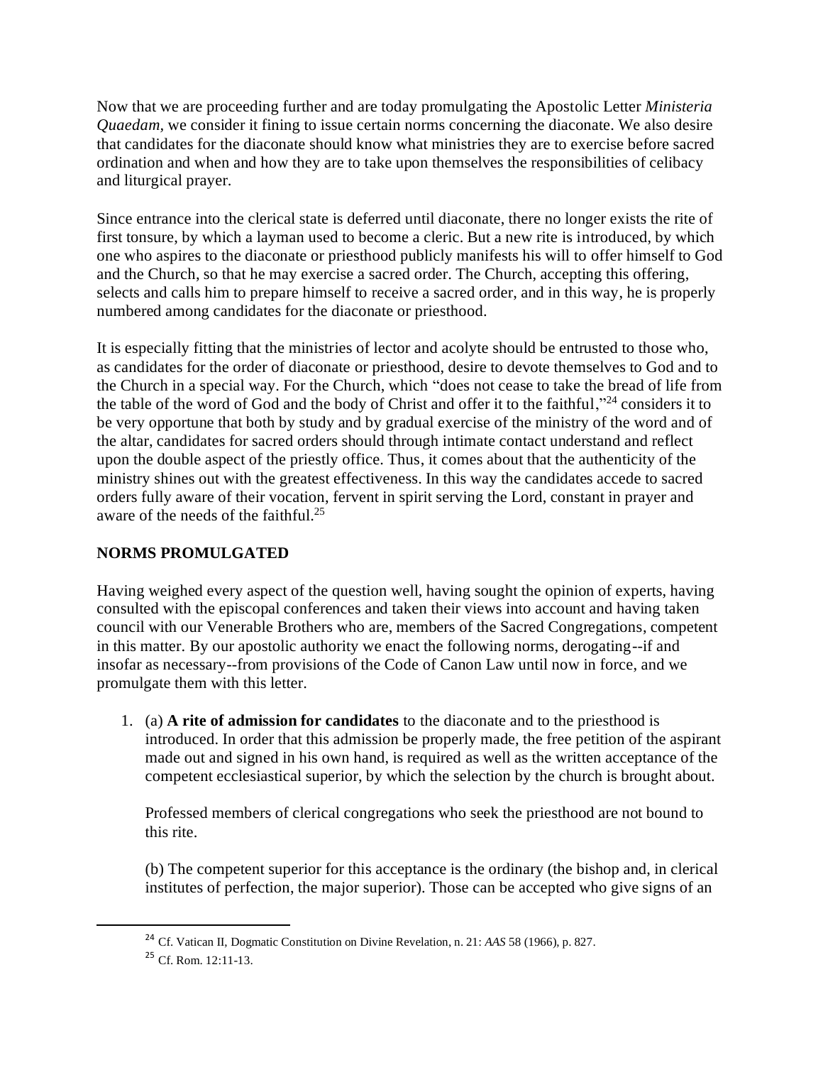Now that we are proceeding further and are today promulgating the Apostolic Letter *Ministeria Quaedam*, we consider it fining to issue certain norms concerning the diaconate. We also desire that candidates for the diaconate should know what ministries they are to exercise before sacred ordination and when and how they are to take upon themselves the responsibilities of celibacy and liturgical prayer.

Since entrance into the clerical state is deferred until diaconate, there no longer exists the rite of first tonsure, by which a layman used to become a cleric. But a new rite is introduced, by which one who aspires to the diaconate or priesthood publicly manifests his will to offer himself to God and the Church, so that he may exercise a sacred order. The Church, accepting this offering, selects and calls him to prepare himself to receive a sacred order, and in this way, he is properly numbered among candidates for the diaconate or priesthood.

It is especially fitting that the ministries of lector and acolyte should be entrusted to those who, as candidates for the order of diaconate or priesthood, desire to devote themselves to God and to the Church in a special way. For the Church, which "does not cease to take the bread of life from the table of the word of God and the body of Christ and offer it to the faithful,"[24] considers it to be very opportune that both by study and by gradual exercise of the ministry of the word and of the altar, candidates for sacred orders should through intimate contact understand and reflect upon the double aspect of the priestly office. Thus, it comes about that the authenticity of the ministry shines out with the greatest effectiveness. In this way the candidates accede to sacred orders fully aware of their vocation, fervent in spirit serving the Lord, constant in prayer and aware of the needs of the faithful.[25]

## NORMS PROMULGATED

Having weighed every aspect of the question well, having sought the opinion of experts, having consulted with the episcopal conferences and taken their views into account and having taken council with our Venerable Brothers who are, members of the Sacred Congregations, competent in this matter. By our apostolic authority we enact the following norms, derogating--if and insofar as necessary--from provisions of the Code of Canon Law until now in force, and we promulgate them with this letter.

1. (a) **A rite of admission for candidates** to the diaconate and to the priesthood is introduced. In order that this admission be properly made, the free petition of the aspirant made out and signed in his own hand, is required as well as the written acceptance of the competent ecclesiastical superior, by which the selection by the church is brought about.

   Professed members of clerical congregations who seek the priesthood are not bound to this rite.

   (b) The competent superior for this acceptance is the ordinary (the bishop and, in clerical institutes of perfection, the major superior). Those can be accepted who give signs of an

---

[24] Cf. Vatican II, Dogmatic Constitution on Divine Revelation, n. 21: *AAS* 58 (1966), p. 827.

[25] Cf. Rom. 12:11-13.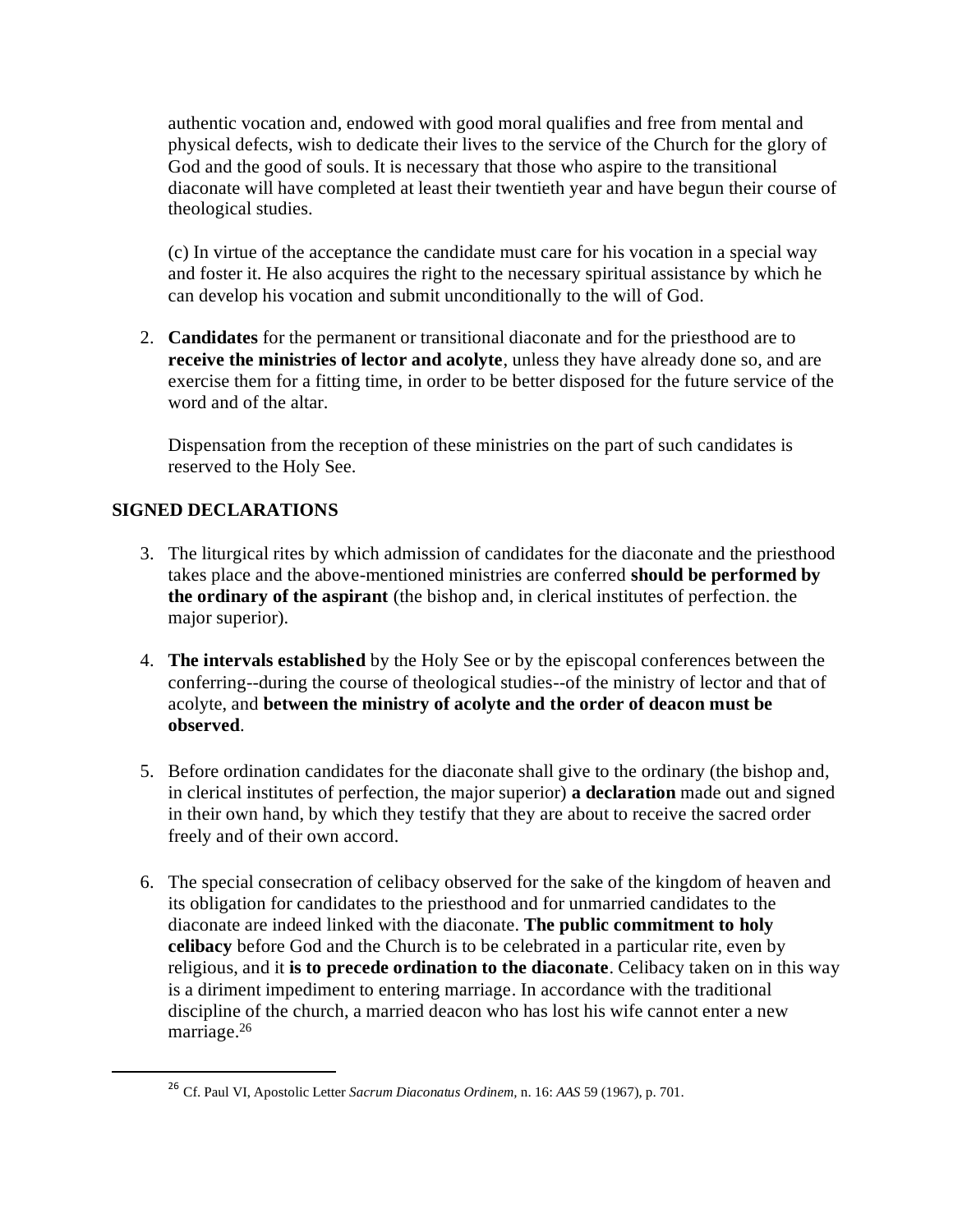authentic vocation and, endowed with good moral qualifies and free from mental and physical defects, wish to dedicate their lives to the service of the Church for the glory of God and the good of souls. It is necessary that those who aspire to the transitional diaconate will have completed at least their twentieth year and have begun their course of theological studies.

(c) In virtue of the acceptance the candidate must care for his vocation in a special way and foster it. He also acquires the right to the necessary spiritual assistance by which he can develop his vocation and submit unconditionally to the will of God.

2. **Candidates** for the permanent or transitional diaconate and for the priesthood are to **receive the ministries of lector and acolyte**, unless they have already done so, and are exercise them for a fitting time, in order to be better disposed for the future service of the word and of the altar.

   Dispensation from the reception of these ministries on the part of such candidates is reserved to the Holy See.

## SIGNED DECLARATIONS

3. The liturgical rites by which admission of candidates for the diaconate and the priesthood takes place and the above-mentioned ministries are conferred **should be performed by the ordinary of the aspirant** (the bishop and, in clerical institutes of perfection. the major superior).

4. **The intervals established** by the Holy See or by the episcopal conferences between the conferring--during the course of theological studies--of the ministry of lector and that of acolyte, and **between the ministry of acolyte and the order of deacon must be observed**.

5. Before ordination candidates for the diaconate shall give to the ordinary (the bishop and, in clerical institutes of perfection, the major superior) **a declaration** made out and signed in their own hand, by which they testify that they are about to receive the sacred order freely and of their own accord.

6. The special consecration of celibacy observed for the sake of the kingdom of heaven and its obligation for candidates to the priesthood and for unmarried candidates to the diaconate are indeed linked with the diaconate. **The public commitment to holy celibacy** before God and the Church is to be celebrated in a particular rite, even by religious, and it **is to precede ordination to the diaconate**. Celibacy taken on in this way is a diriment impediment to entering marriage. In accordance with the traditional discipline of the church, a married deacon who has lost his wife cannot enter a new marriage.[26]

[26] Cf. Paul VI, Apostolic Letter *Sacrum Diaconatus Ordinem*, n. 16: *AAS* 59 (1967), p. 701.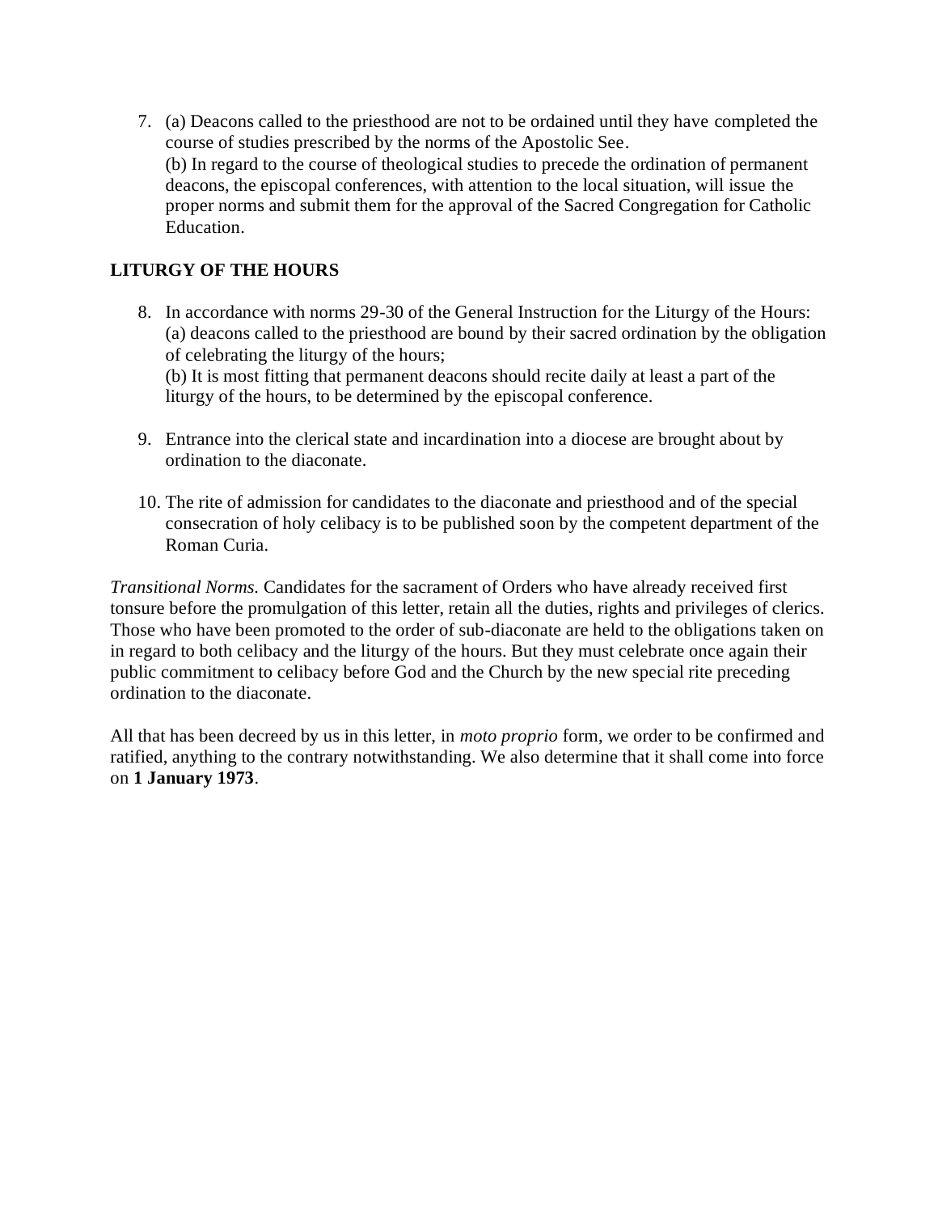7. (a) Deacons called to the priesthood are not to be ordained until they have completed the course of studies prescribed by the norms of the Apostolic See.
   (b) In regard to the course of theological studies to precede the ordination of permanent deacons, the episcopal conferences, with attention to the local situation, will issue the proper norms and submit them for the approval of the Sacred Congregation for Catholic Education.

**LITURGY OF THE HOURS**

8. In accordance with norms 29-30 of the General Instruction for the Liturgy of the Hours:
   (a) deacons called to the priesthood are bound by their sacred ordination by the obligation of celebrating the liturgy of the hours;
   (b) It is most fitting that permanent deacons should recite daily at least a part of the liturgy of the hours, to be determined by the episcopal conference.

9. Entrance into the clerical state and incardination into a diocese are brought about by ordination to the diaconate.

10. The rite of admission for candidates to the diaconate and priesthood and of the special consecration of holy celibacy is to be published soon by the competent department of the Roman Curia.

*Transitional Norms.* Candidates for the sacrament of Orders who have already received first tonsure before the promulgation of this letter, retain all the duties, rights and privileges of clerics. Those who have been promoted to the order of sub-diaconate are held to the obligations taken on in regard to both celibacy and the liturgy of the hours. But they must celebrate once again their public commitment to celibacy before God and the Church by the new special rite preceding ordination to the diaconate.

All that has been decreed by us in this letter, in *moto proprio* form, we order to be confirmed and ratified, anything to the contrary notwithstanding. We also determine that it shall come into force on **1 January 1973**.